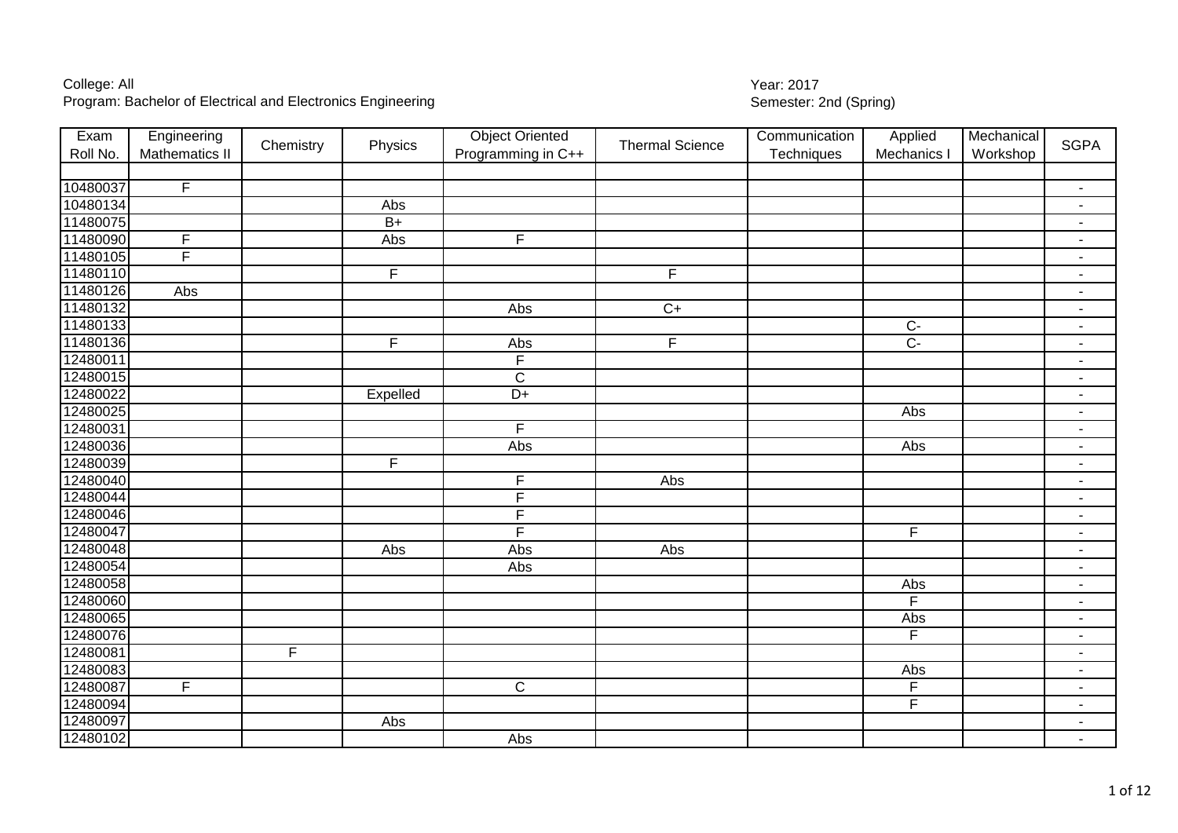College: All
Program: Bachelor of Electrical and Electronics Engineering

Year: 2017
Semester: 2nd (Spring)

| Exam Roll No. | Engineering Mathematics II | Chemistry | Physics | Object Oriented Programming in C++ | Thermal Science | Communication Techniques | Applied Mechanics I | Mechanical Workshop | SGPA |
|---|---|---|---|---|---|---|---|---|---|
| | | | | | | | | | |
| 10480037 | F | | | | | | | | - |
| 10480134 | | | Abs | | | | | | - |
| 11480075 | | | B+ | | | | | | - |
| 11480090 | F | | Abs | F | | | | | - |
| 11480105 | F | | | | | | | | - |
| 11480110 | | | F | | F | | | | - |
| 11480126 | Abs | | | | | | | | - |
| 11480132 | | | | Abs | C+ | | | | - |
| 11480133 | | | | | | | C- | | - |
| 11480136 | | | F | Abs | F | | C- | | - |
| 12480011 | | | | F | | | | | - |
| 12480015 | | | | C | | | | | - |
| 12480022 | | | Expelled | D+ | | | | | - |
| 12480025 | | | | | | | Abs | | - |
| 12480031 | | | | F | | | | | - |
| 12480036 | | | | Abs | | | Abs | | - |
| 12480039 | | | F | | | | | | - |
| 12480040 | | | | F | Abs | | | | - |
| 12480044 | | | | F | | | | | - |
| 12480046 | | | | F | | | | | - |
| 12480047 | | | | F | | | F | | - |
| 12480048 | | | Abs | Abs | Abs | | | | - |
| 12480054 | | | | Abs | | | | | - |
| 12480058 | | | | | | | Abs | | - |
| 12480060 | | | | | | | F | | - |
| 12480065 | | | | | | | Abs | | - |
| 12480076 | | | | | | | F | | - |
| 12480081 | | F | | | | | | | - |
| 12480083 | | | | | | | Abs | | - |
| 12480087 | F | | | C | | | F | | - |
| 12480094 | | | | | | | F | | - |
| 12480097 | | | Abs | | | | | | - |
| 12480102 | | | | Abs | | | | | - |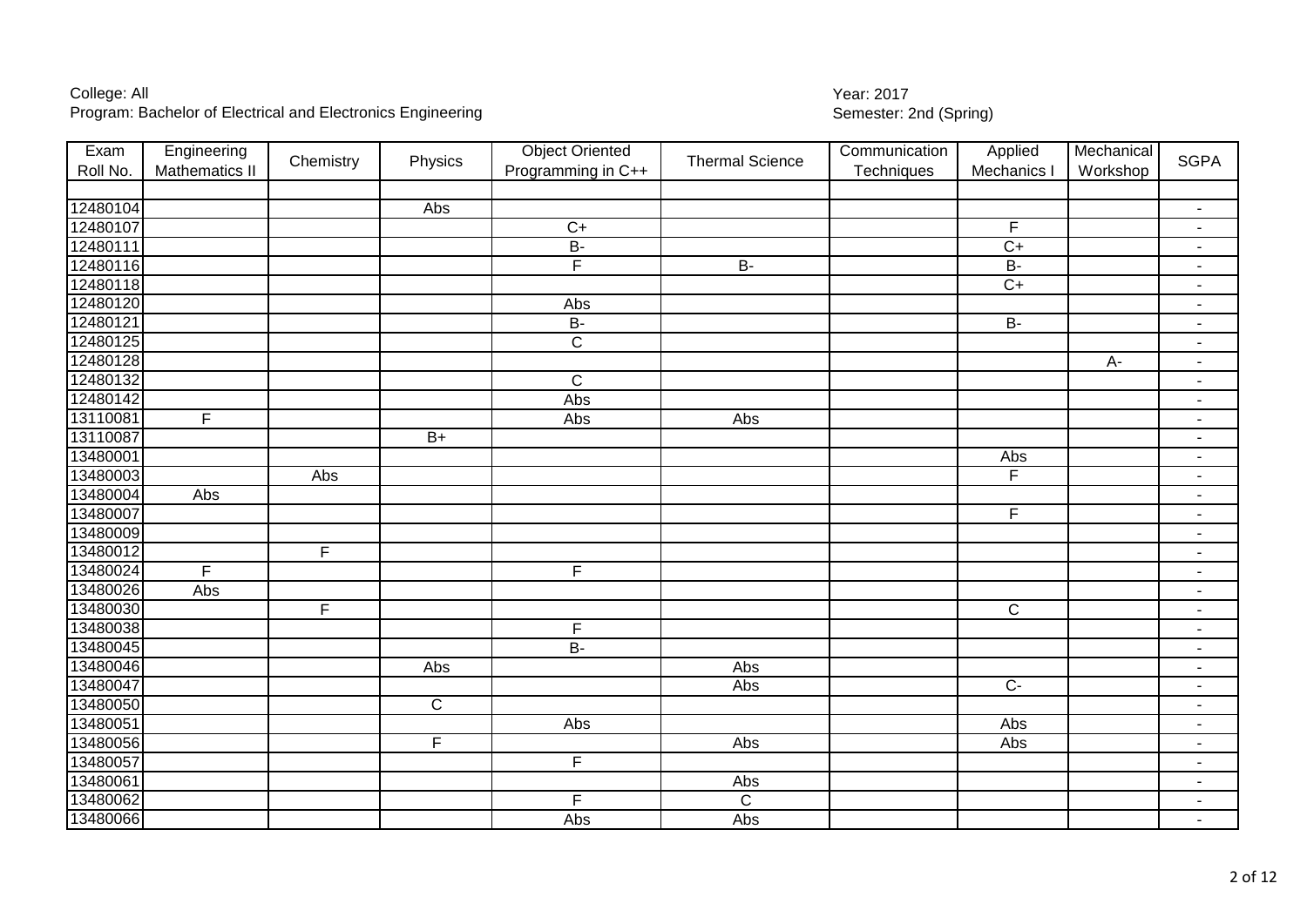College: All
Program: Bachelor of Electrical and Electronics Engineering

Year: 2017
Semester: 2nd (Spring)

| Exam Roll No. | Engineering Mathematics II | Chemistry | Physics | Object Oriented Programming in C++ | Thermal Science | Communication Techniques | Applied Mechanics I | Mechanical Workshop | SGPA |
|---|---|---|---|---|---|---|---|---|---|
| | | | | | | | | | |
| 12480104 | | | Abs | | | | | | - |
| 12480107 | | | | C+ | | | F | | - |
| 12480111 | | | | B- | | | C+ | | - |
| 12480116 | | | | F | B- | | B- | | - |
| 12480118 | | | | | | | C+ | | - |
| 12480120 | | | | Abs | | | | | - |
| 12480121 | | | | B- | | | B- | | - |
| 12480125 | | | | C | | | | | - |
| 12480128 | | | | | | | | A- | - |
| 12480132 | | | | C | | | | | - |
| 12480142 | | | | Abs | | | | | - |
| 13110081 | F | | | Abs | Abs | | | | - |
| 13110087 | | | B+ | | | | | | - |
| 13480001 | | | | | | | Abs | | - |
| 13480003 | | Abs | | | | | F | | - |
| 13480004 | Abs | | | | | | | | - |
| 13480007 | | | | | | | F | | - |
| 13480009 | | | | | | | | | - |
| 13480012 | | F | | | | | | | - |
| 13480024 | F | | | F | | | | | - |
| 13480026 | Abs | | | | | | | | - |
| 13480030 | | F | | | | | C | | - |
| 13480038 | | | | F | | | | | - |
| 13480045 | | | | B- | | | | | - |
| 13480046 | | | Abs | | Abs | | | | - |
| 13480047 | | | | | Abs | | C- | | - |
| 13480050 | | | C | | | | | | - |
| 13480051 | | | | Abs | | | Abs | | - |
| 13480056 | | | F | | Abs | | Abs | | - |
| 13480057 | | | | F | | | | | - |
| 13480061 | | | | | Abs | | | | - |
| 13480062 | | | | F | C | | | | - |
| 13480066 | | | | Abs | Abs | | | | - |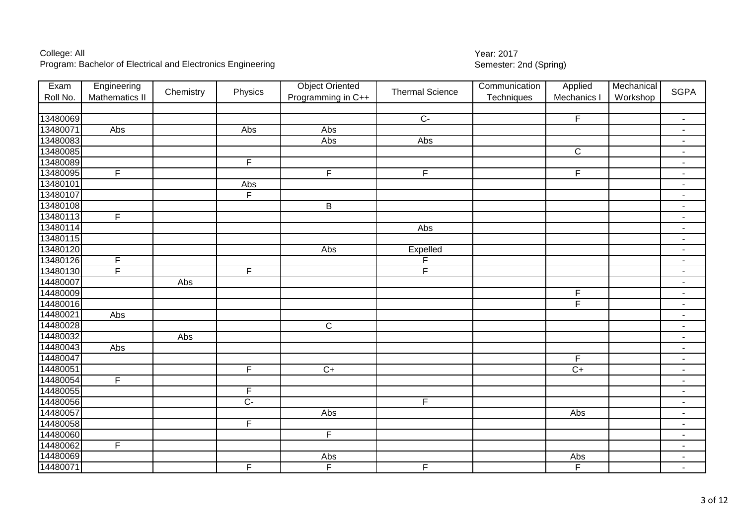College: All
Program: Bachelor of Electrical and Electronics Engineering

Year: 2017
Semester: 2nd (Spring)

| Exam Roll No. | Engineering Mathematics II | Chemistry | Physics | Object Oriented Programming in C++ | Thermal Science | Communication Techniques | Applied Mechanics I | Mechanical Workshop | SGPA |
|---|---|---|---|---|---|---|---|---|---|
| | | | | | | | | | |
| 13480069 | | | | | C- | | F | | - |
| 13480071 | Abs | | Abs | Abs | | | | | - |
| 13480083 | | | | Abs | Abs | | | | - |
| 13480085 | | | | | | | C | | - |
| 13480089 | | | F | | | | | | - |
| 13480095 | F | | | F | F | | F | | - |
| 13480101 | | | Abs | | | | | | - |
| 13480107 | | | F | | | | | | - |
| 13480108 | | | | B | | | | | - |
| 13480113 | F | | | | | | | | - |
| 13480114 | | | | | Abs | | | | - |
| 13480115 | | | | | | | | | - |
| 13480120 | | | | Abs | Expelled | | | | - |
| 13480126 | F | | | | F | | | | - |
| 13480130 | F | | F | | F | | | | - |
| 14480007 | | Abs | | | | | | | - |
| 14480009 | | | | | | | F | | - |
| 14480016 | | | | | | | F | | - |
| 14480021 | Abs | | | | | | | | - |
| 14480028 | | | | C | | | | | - |
| 14480032 | | Abs | | | | | | | - |
| 14480043 | Abs | | | | | | | | - |
| 14480047 | | | | | | | F | | - |
| 14480051 | | | F | C+ | | | C+ | | - |
| 14480054 | F | | | | | | | | - |
| 14480055 | | | F | | | | | | - |
| 14480056 | | | C- | | F | | | | - |
| 14480057 | | | | Abs | | | Abs | | - |
| 14480058 | | | F | | | | | | - |
| 14480060 | | | | F | | | | | - |
| 14480062 | F | | | | | | | | - |
| 14480069 | | | | Abs | | | Abs | | - |
| 14480071 | | | F | F | F | | F | | - |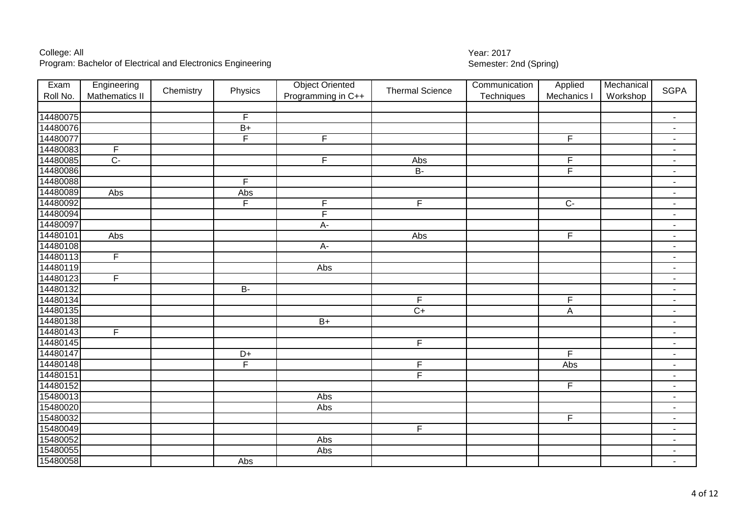College: All
Program: Bachelor of Electrical and Electronics Engineering

Year: 2017
Semester: 2nd (Spring)

| Exam Roll No. | Engineering Mathematics II | Chemistry | Physics | Object Oriented Programming in C++ | Thermal Science | Communication Techniques | Applied Mechanics I | Mechanical Workshop | SGPA |
|---|---|---|---|---|---|---|---|---|---|
| | | | | | | | | | |
| 14480075 | | | F | | | | | | - |
| 14480076 | | | B+ | | | | | | - |
| 14480077 | | | F | F | | | F | | - |
| 14480083 | F | | | | | | | | - |
| 14480085 | C- | | | F | Abs | | F | | - |
| 14480086 | | | | | B- | | F | | - |
| 14480088 | | | F | | | | | | - |
| 14480089 | Abs | | Abs | | | | | | - |
| 14480092 | | | F | F | F | | C- | | - |
| 14480094 | | | | F | | | | | - |
| 14480097 | | | | A- | | | | | - |
| 14480101 | Abs | | | | Abs | | F | | - |
| 14480108 | | | | A- | | | | | - |
| 14480113 | F | | | | | | | | - |
| 14480119 | | | | Abs | | | | | - |
| 14480123 | F | | | | | | | | - |
| 14480132 | | | B- | | | | | | - |
| 14480134 | | | | | F | | F | | - |
| 14480135 | | | | | C+ | | A | | - |
| 14480138 | | | | B+ | | | | | - |
| 14480143 | F | | | | | | | | - |
| 14480145 | | | | | F | | | | - |
| 14480147 | | | D+ | | | | F | | - |
| 14480148 | | | F | | F | | Abs | | - |
| 14480151 | | | | | F | | | | - |
| 14480152 | | | | | | | F | | - |
| 15480013 | | | | Abs | | | | | - |
| 15480020 | | | | Abs | | | | | - |
| 15480032 | | | | | | | F | | - |
| 15480049 | | | | | F | | | | - |
| 15480052 | | | | Abs | | | | | - |
| 15480055 | | | | Abs | | | | | - |
| 15480058 | | | Abs | | | | | | - |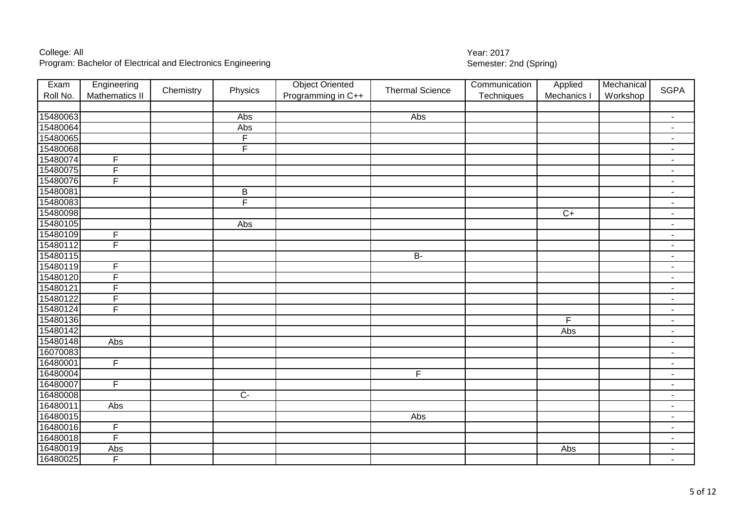College: All
Program: Bachelor of Electrical and Electronics Engineering

Year: 2017
Semester: 2nd (Spring)

| Exam Roll No. | Engineering Mathematics II | Chemistry | Physics | Object Oriented Programming in C++ | Thermal Science | Communication Techniques | Applied Mechanics I | Mechanical Workshop | SGPA |
|---|---|---|---|---|---|---|---|---|---|
| | | | | | | | | | |
| 15480063 | | | Abs | | Abs | | | | - |
| 15480064 | | | Abs | | | | | | - |
| 15480065 | | | F | | | | | | - |
| 15480068 | | | F | | | | | | - |
| 15480074 | F | | | | | | | | - |
| 15480075 | F | | | | | | | | - |
| 15480076 | F | | | | | | | | - |
| 15480081 | | | B | | | | | | - |
| 15480083 | | | F | | | | | | - |
| 15480098 | | | | | | | C+ | | - |
| 15480105 | | | Abs | | | | | | - |
| 15480109 | F | | | | | | | | - |
| 15480112 | F | | | | | | | | - |
| 15480115 | | | | | B- | | | | - |
| 15480119 | F | | | | | | | | - |
| 15480120 | F | | | | | | | | - |
| 15480121 | F | | | | | | | | - |
| 15480122 | F | | | | | | | | - |
| 15480124 | F | | | | | | | | - |
| 15480136 | | | | | | | F | | - |
| 15480142 | | | | | | | Abs | | - |
| 15480148 | Abs | | | | | | | | - |
| 16070083 | | | | | | | | | - |
| 16480001 | F | | | | | | | | - |
| 16480004 | | | | | F | | | | - |
| 16480007 | F | | | | | | | | - |
| 16480008 | | | C- | | | | | | - |
| 16480011 | Abs | | | | | | | | - |
| 16480015 | | | | | Abs | | | | - |
| 16480016 | F | | | | | | | | - |
| 16480018 | F | | | | | | | | - |
| 16480019 | Abs | | | | | | Abs | | - |
| 16480025 | F | | | | | | | | - |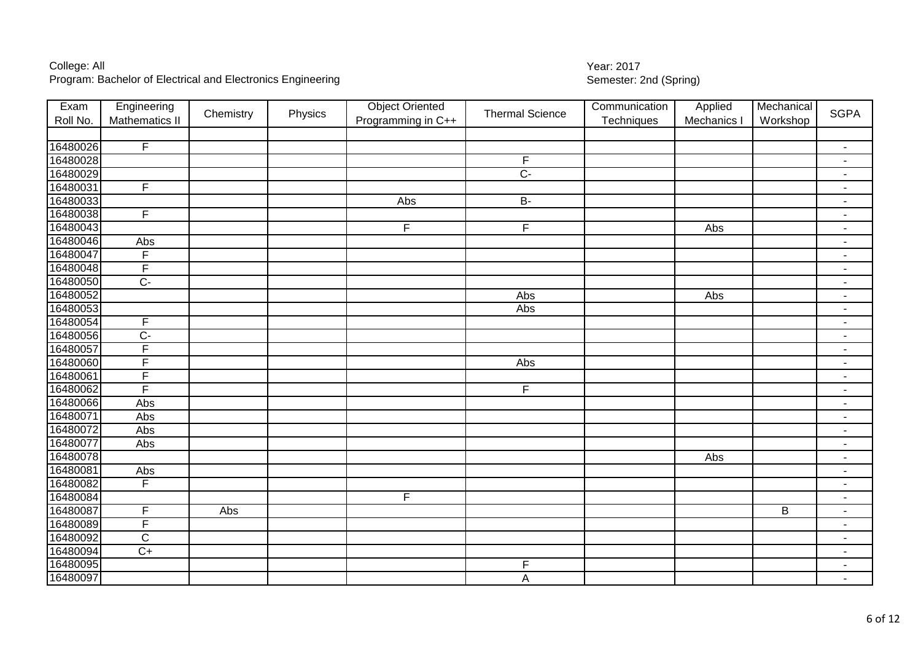College: All
Program: Bachelor of Electrical and Electronics Engineering

Year: 2017
Semester: 2nd (Spring)

| Exam Roll No. | Engineering Mathematics II | Chemistry | Physics | Object Oriented Programming in C++ | Thermal Science | Communication Techniques | Applied Mechanics I | Mechanical Workshop | SGPA |
|---|---|---|---|---|---|---|---|---|---|
| | | | | | | | | | |
| 16480026 | F | | | | | | | | - |
| 16480028 | | | | | F | | | | - |
| 16480029 | | | | | C- | | | | - |
| 16480031 | F | | | | | | | | - |
| 16480033 | | | | Abs | B- | | | | - |
| 16480038 | F | | | | | | | | - |
| 16480043 | | | | F | F | | Abs | | - |
| 16480046 | Abs | | | | | | | | - |
| 16480047 | F | | | | | | | | - |
| 16480048 | F | | | | | | | | - |
| 16480050 | C- | | | | | | | | - |
| 16480052 | | | | | Abs | | Abs | | - |
| 16480053 | | | | | Abs | | | | - |
| 16480054 | F | | | | | | | | - |
| 16480056 | C- | | | | | | | | - |
| 16480057 | F | | | | | | | | - |
| 16480060 | F | | | | Abs | | | | - |
| 16480061 | F | | | | | | | | - |
| 16480062 | F | | | | F | | | | - |
| 16480066 | Abs | | | | | | | | - |
| 16480071 | Abs | | | | | | | | - |
| 16480072 | Abs | | | | | | | | - |
| 16480077 | Abs | | | | | | | | - |
| 16480078 | | | | | | | Abs | | - |
| 16480081 | Abs | | | | | | | | - |
| 16480082 | F | | | | | | | | - |
| 16480084 | | | | F | | | | | - |
| 16480087 | F | Abs | | | | | | B | - |
| 16480089 | F | | | | | | | | - |
| 16480092 | C | | | | | | | | - |
| 16480094 | C+ | | | | | | | | - |
| 16480095 | | | | | F | | | | - |
| 16480097 | | | | | A | | | | - |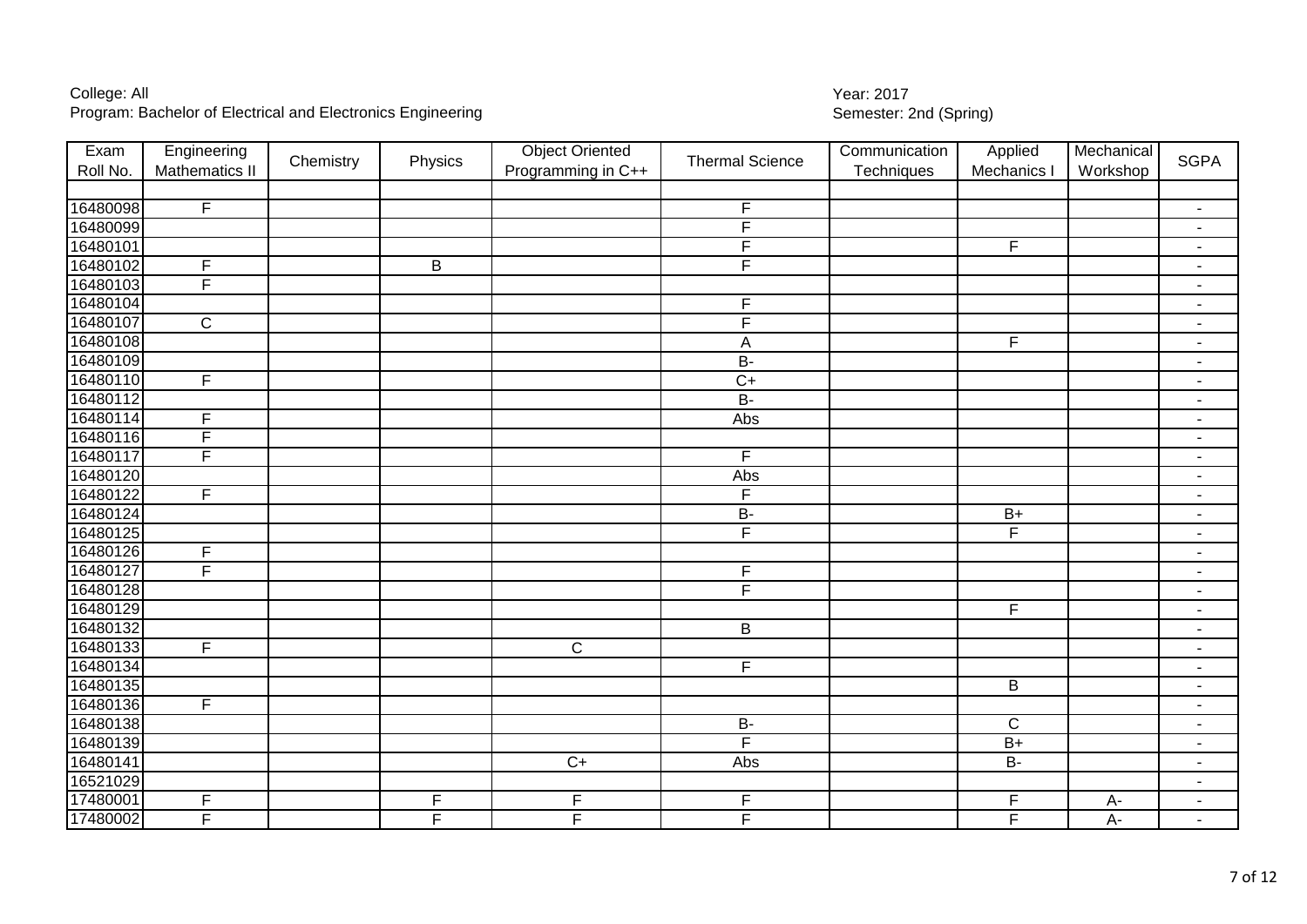College: All
Program: Bachelor of Electrical and Electronics Engineering

Year: 2017
Semester: 2nd (Spring)

| Exam Roll No. | Engineering Mathematics II | Chemistry | Physics | Object Oriented Programming in C++ | Thermal Science | Communication Techniques | Applied Mechanics I | Mechanical Workshop | SGPA |
|---|---|---|---|---|---|---|---|---|---|
| | | | | | | | | | |
| 16480098 | F | | | | F | | | | - |
| 16480099 | | | | | F | | | | - |
| 16480101 | | | | | F | | F | | - |
| 16480102 | F | | B | | F | | | | - |
| 16480103 | F | | | | | | | | - |
| 16480104 | | | | | F | | | | - |
| 16480107 | C | | | | F | | | | - |
| 16480108 | | | | | A | | F | | - |
| 16480109 | | | | | B- | | | | - |
| 16480110 | F | | | | C+ | | | | - |
| 16480112 | | | | | B- | | | | - |
| 16480114 | F | | | | Abs | | | | - |
| 16480116 | F | | | | | | | | - |
| 16480117 | F | | | | F | | | | - |
| 16480120 | | | | | Abs | | | | - |
| 16480122 | F | | | | F | | | | - |
| 16480124 | | | | | B- | | B+ | | - |
| 16480125 | | | | | F | | F | | - |
| 16480126 | F | | | | | | | | - |
| 16480127 | F | | | | F | | | | - |
| 16480128 | | | | | F | | | | - |
| 16480129 | | | | | | | F | | - |
| 16480132 | | | | | B | | | | - |
| 16480133 | F | | | C | | | | | - |
| 16480134 | | | | | F | | | | - |
| 16480135 | | | | | | | B | | - |
| 16480136 | F | | | | | | | | - |
| 16480138 | | | | | B- | | C | | - |
| 16480139 | | | | | F | | B+ | | - |
| 16480141 | | | | C+ | Abs | | B- | | - |
| 16521029 | | | | | | | | | - |
| 17480001 | F | | F | F | F | | F | A- | - |
| 17480002 | F | | F | F | F | | F | A- | - |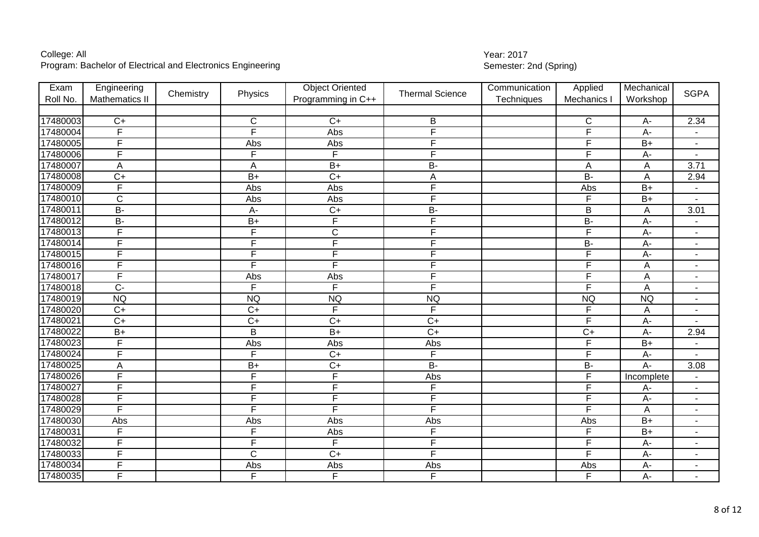College: All
Program: Bachelor of Electrical and Electronics Engineering

Year: 2017
Semester: 2nd (Spring)

| Exam Roll No. | Engineering Mathematics II | Chemistry | Physics | Object Oriented Programming in C++ | Thermal Science | Communication Techniques | Applied Mechanics I | Mechanical Workshop | SGPA |
|---|---|---|---|---|---|---|---|---|---|
| | | | | | | | | | |
| 17480003 | C+ | | C | C+ | B | | C | A- | 2.34 |
| 17480004 | F | | F | Abs | F | | F | A- | - |
| 17480005 | F | | Abs | Abs | F | | F | B+ | - |
| 17480006 | F | | F | F | F | | F | A- | - |
| 17480007 | A | | A | B+ | B- | | A | A | 3.71 |
| 17480008 | C+ | | B+ | C+ | A | | B- | A | 2.94 |
| 17480009 | F | | Abs | Abs | F | | Abs | B+ | - |
| 17480010 | C | | Abs | Abs | F | | F | B+ | - |
| 17480011 | B- | | A- | C+ | B- | | B | A | 3.01 |
| 17480012 | B- | | B+ | F | F | | B- | A- | - |
| 17480013 | F | | F | C | F | | F | A- | - |
| 17480014 | F | | F | F | F | | B- | A- | - |
| 17480015 | F | | F | F | F | | F | A- | - |
| 17480016 | F | | F | F | F | | F | A | - |
| 17480017 | F | | Abs | Abs | F | | F | A | - |
| 17480018 | C- | | F | F | F | | F | A | - |
| 17480019 | NQ | | NQ | NQ | NQ | | NQ | NQ | - |
| 17480020 | C+ | | C+ | F | F | | F | A | - |
| 17480021 | C+ | | C+ | C+ | C+ | | F | A- | - |
| 17480022 | B+ | | B | B+ | C+ | | C+ | A- | 2.94 |
| 17480023 | F | | Abs | Abs | Abs | | F | B+ | - |
| 17480024 | F | | F | C+ | F | | F | A- | - |
| 17480025 | A | | B+ | C+ | B- | | B- | A- | 3.08 |
| 17480026 | F | | F | F | Abs | | F | Incomplete | - |
| 17480027 | F | | F | F | F | | F | A- | - |
| 17480028 | F | | F | F | F | | F | A- | - |
| 17480029 | F | | F | F | F | | F | A | - |
| 17480030 | Abs | | Abs | Abs | Abs | | Abs | B+ | - |
| 17480031 | F | | F | Abs | F | | F | B+ | - |
| 17480032 | F | | F | F | F | | F | A- | - |
| 17480033 | F | | C | C+ | F | | F | A- | - |
| 17480034 | F | | Abs | Abs | Abs | | Abs | A- | - |
| 17480035 | F | | F | F | F | | F | A- | - |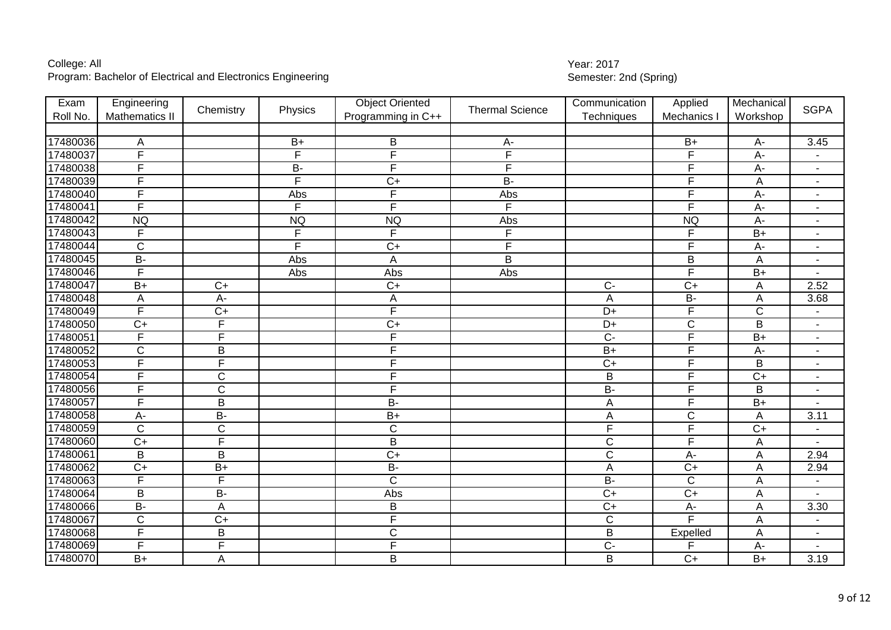College: All
Program: Bachelor of Electrical and Electronics Engineering

Year: 2017
Semester: 2nd (Spring)

| Exam Roll No. | Engineering Mathematics II | Chemistry | Physics | Object Oriented Programming in C++ | Thermal Science | Communication Techniques | Applied Mechanics I | Mechanical Workshop | SGPA |
|---|---|---|---|---|---|---|---|---|---|
| | | | | | | | | | |
| 17480036 | A | | B+ | B | A- | | B+ | A- | 3.45 |
| 17480037 | F | | F | F | F | | F | A- | - |
| 17480038 | F | | B- | F | F | | F | A- | - |
| 17480039 | F | | F | C+ | B- | | F | A | - |
| 17480040 | F | | Abs | F | Abs | | F | A- | - |
| 17480041 | F | | F | F | F | | F | A- | - |
| 17480042 | NQ | | NQ | NQ | Abs | | NQ | A- | - |
| 17480043 | F | | F | F | F | | F | B+ | - |
| 17480044 | C | | F | C+ | F | | F | A- | - |
| 17480045 | B- | | Abs | A | B | | B | A | - |
| 17480046 | F | | Abs | Abs | Abs | | F | B+ | - |
| 17480047 | B+ | C+ | | C+ | | C- | C+ | A | 2.52 |
| 17480048 | A | A- | | A | | A | B- | A | 3.68 |
| 17480049 | F | C+ | | F | | D+ | F | C | - |
| 17480050 | C+ | F | | C+ | | D+ | C | B | - |
| 17480051 | F | F | | F | | C- | F | B+ | - |
| 17480052 | C | B | | F | | B+ | F | A- | - |
| 17480053 | F | F | | F | | C+ | F | B | - |
| 17480054 | F | C | | F | | B | F | C+ | - |
| 17480056 | F | C | | F | | B- | F | B | - |
| 17480057 | F | B | | B- | | A | F | B+ | - |
| 17480058 | A- | B- | | B+ | | A | C | A | 3.11 |
| 17480059 | C | C | | C | | F | F | C+ | - |
| 17480060 | C+ | F | | B | | C | F | A | - |
| 17480061 | B | B | | C+ | | C | A- | A | 2.94 |
| 17480062 | C+ | B+ | | B- | | A | C+ | A | 2.94 |
| 17480063 | F | F | | C | | B- | C | A | - |
| 17480064 | B | B- | | Abs | | C+ | C+ | A | - |
| 17480066 | B- | A | | B | | C+ | A- | A | 3.30 |
| 17480067 | C | C+ | | F | | C | F | A | - |
| 17480068 | F | B | | C | | B | Expelled | A | - |
| 17480069 | F | F | | F | | C- | F | A- | - |
| 17480070 | B+ | A | | B | | B | C+ | B+ | 3.19 |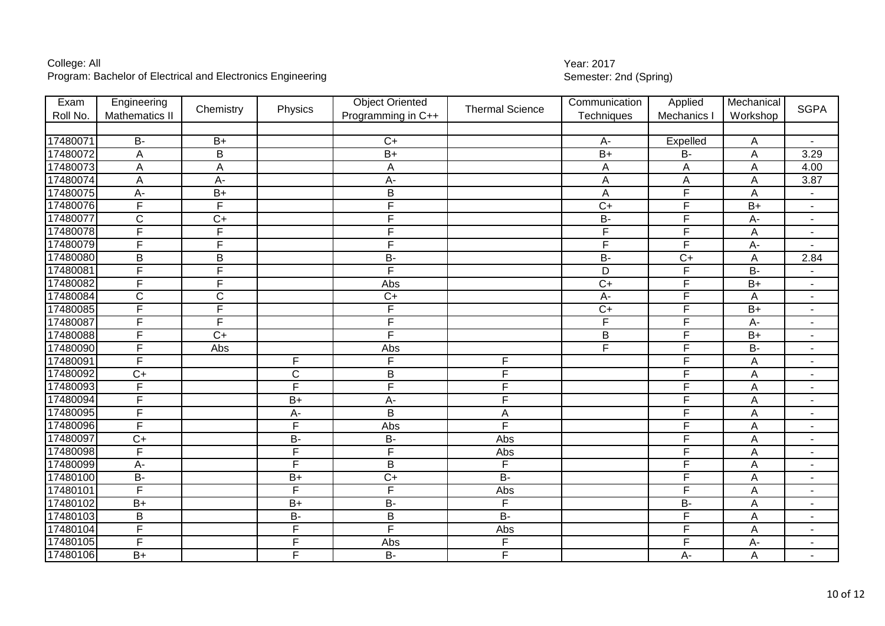College: All
Program: Bachelor of Electrical and Electronics Engineering

Year: 2017
Semester: 2nd (Spring)

| Exam Roll No. | Engineering Mathematics II | Chemistry | Physics | Object Oriented Programming in C++ | Thermal Science | Communication Techniques | Applied Mechanics I | Mechanical Workshop | SGPA |
|---|---|---|---|---|---|---|---|---|---|
| | | | | | | | | | |
| 17480071 | B- | B+ | | C+ | | A- | Expelled | A | - |
| 17480072 | A | B | | B+ | | B+ | B- | A | 3.29 |
| 17480073 | A | A | | A | | A | A | A | 4.00 |
| 17480074 | A | A- | | A- | | A | A | A | 3.87 |
| 17480075 | A- | B+ | | B | | A | F | A | - |
| 17480076 | F | F | | F | | C+ | F | B+ | - |
| 17480077 | C | C+ | | F | | B- | F | A- | - |
| 17480078 | F | F | | F | | F | F | A | - |
| 17480079 | F | F | | F | | F | F | A- | - |
| 17480080 | B | B | | B- | | B- | C+ | A | 2.84 |
| 17480081 | F | F | | F | | D | F | B- | - |
| 17480082 | F | F | | Abs | | C+ | F | B+ | - |
| 17480084 | C | C | | C+ | | A- | F | A | - |
| 17480085 | F | F | | F | | C+ | F | B+ | - |
| 17480087 | F | F | | F | | F | F | A- | - |
| 17480088 | F | C+ | | F | | B | F | B+ | - |
| 17480090 | F | Abs | | Abs | | F | F | B- | - |
| 17480091 | F | | F | F | F | | F | A | - |
| 17480092 | C+ | | C | B | F | | F | A | - |
| 17480093 | F | | F | F | F | | F | A | - |
| 17480094 | F | | B+ | A- | F | | F | A | - |
| 17480095 | F | | A- | B | A | | F | A | - |
| 17480096 | F | | F | Abs | F | | F | A | - |
| 17480097 | C+ | | B- | B- | Abs | | F | A | - |
| 17480098 | F | | F | F | Abs | | F | A | - |
| 17480099 | A- | | F | B | F | | F | A | - |
| 17480100 | B- | | B+ | C+ | B- | | F | A | - |
| 17480101 | F | | F | F | Abs | | F | A | - |
| 17480102 | B+ | | B+ | B- | F | | B- | A | - |
| 17480103 | B | | B- | B | B- | | F | A | - |
| 17480104 | F | | F | F | Abs | | F | A | - |
| 17480105 | F | | F | Abs | F | | F | A- | - |
| 17480106 | B+ | | F | B- | F | | A- | A | - |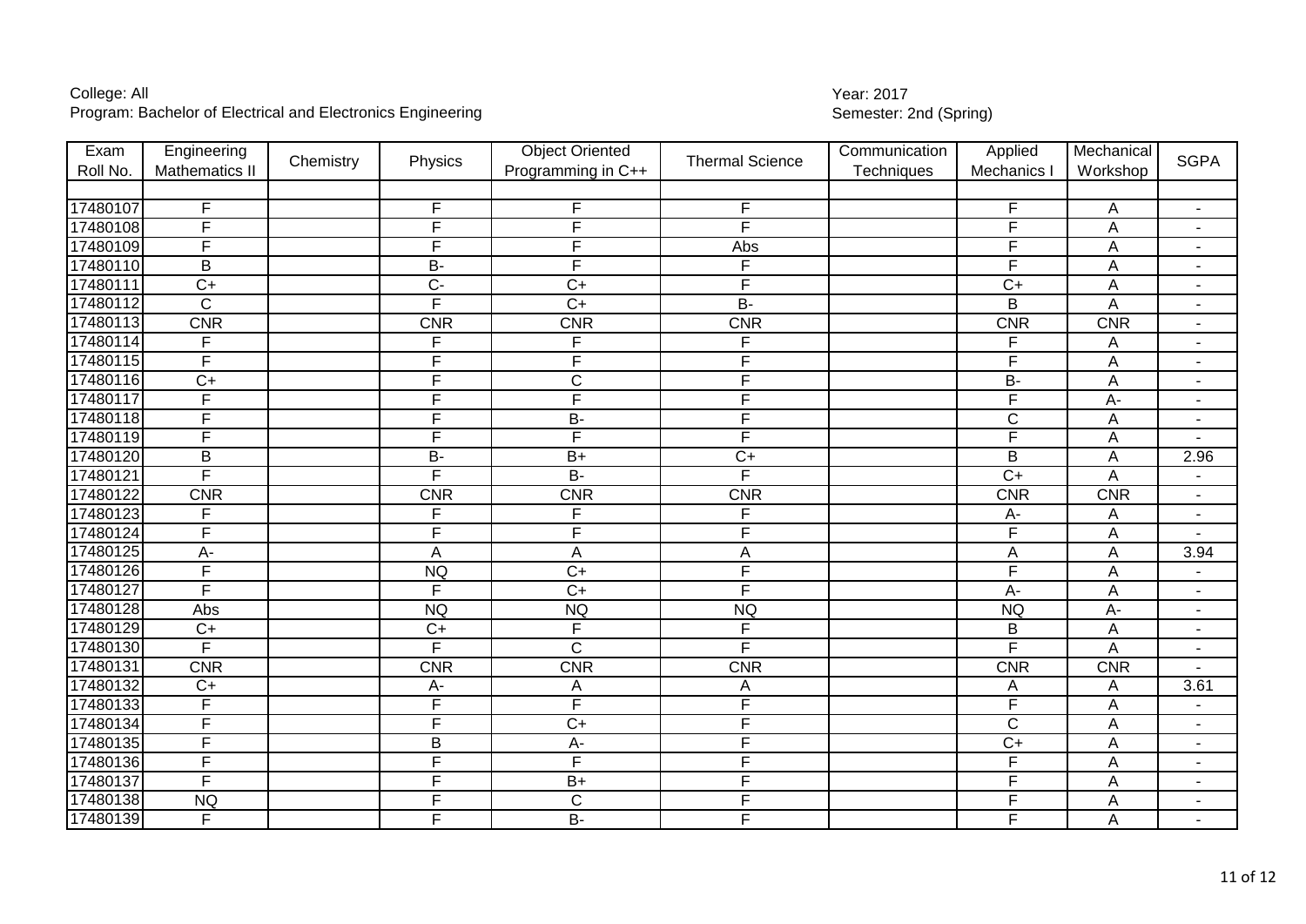College: All
Program: Bachelor of Electrical and Electronics Engineering

Year: 2017
Semester: 2nd (Spring)

| Exam Roll No. | Engineering Mathematics II | Chemistry | Physics | Object Oriented Programming in C++ | Thermal Science | Communication Techniques | Applied Mechanics I | Mechanical Workshop | SGPA |
|---|---|---|---|---|---|---|---|---|---|
| | | | | | | | | | |
| 17480107 | F | | F | F | F | | F | A | - |
| 17480108 | F | | F | F | F | | F | A | - |
| 17480109 | F | | F | F | Abs | | F | A | - |
| 17480110 | B | | B- | F | F | | F | A | - |
| 17480111 | C+ | | C- | C+ | F | | C+ | A | - |
| 17480112 | C | | F | C+ | B- | | B | A | - |
| 17480113 | CNR | | CNR | CNR | CNR | | CNR | CNR | - |
| 17480114 | F | | F | F | F | | F | A | - |
| 17480115 | F | | F | F | F | | F | A | - |
| 17480116 | C+ | | F | C | F | | B- | A | - |
| 17480117 | F | | F | F | F | | F | A- | - |
| 17480118 | F | | F | B- | F | | C | A | - |
| 17480119 | F | | F | F | F | | F | A | - |
| 17480120 | B | | B- | B+ | C+ | | B | A | 2.96 |
| 17480121 | F | | F | B- | F | | C+ | A | - |
| 17480122 | CNR | | CNR | CNR | CNR | | CNR | CNR | - |
| 17480123 | F | | F | F | F | | A- | A | - |
| 17480124 | F | | F | F | F | | F | A | - |
| 17480125 | A- | | A | A | A | | A | A | 3.94 |
| 17480126 | F | | NQ | C+ | F | | F | A | - |
| 17480127 | F | | F | C+ | F | | A- | A | - |
| 17480128 | Abs | | NQ | NQ | NQ | | NQ | A- | - |
| 17480129 | C+ | | C+ | F | F | | B | A | - |
| 17480130 | F | | F | C | F | | F | A | - |
| 17480131 | CNR | | CNR | CNR | CNR | | CNR | CNR | - |
| 17480132 | C+ | | A- | A | A | | A | A | 3.61 |
| 17480133 | F | | F | F | F | | F | A | - |
| 17480134 | F | | F | C+ | F | | C | A | - |
| 17480135 | F | | B | A- | F | | C+ | A | - |
| 17480136 | F | | F | F | F | | F | A | - |
| 17480137 | F | | F | B+ | F | | F | A | - |
| 17480138 | NQ | | F | C | F | | F | A | - |
| 17480139 | F | | F | B- | F | | F | A | - |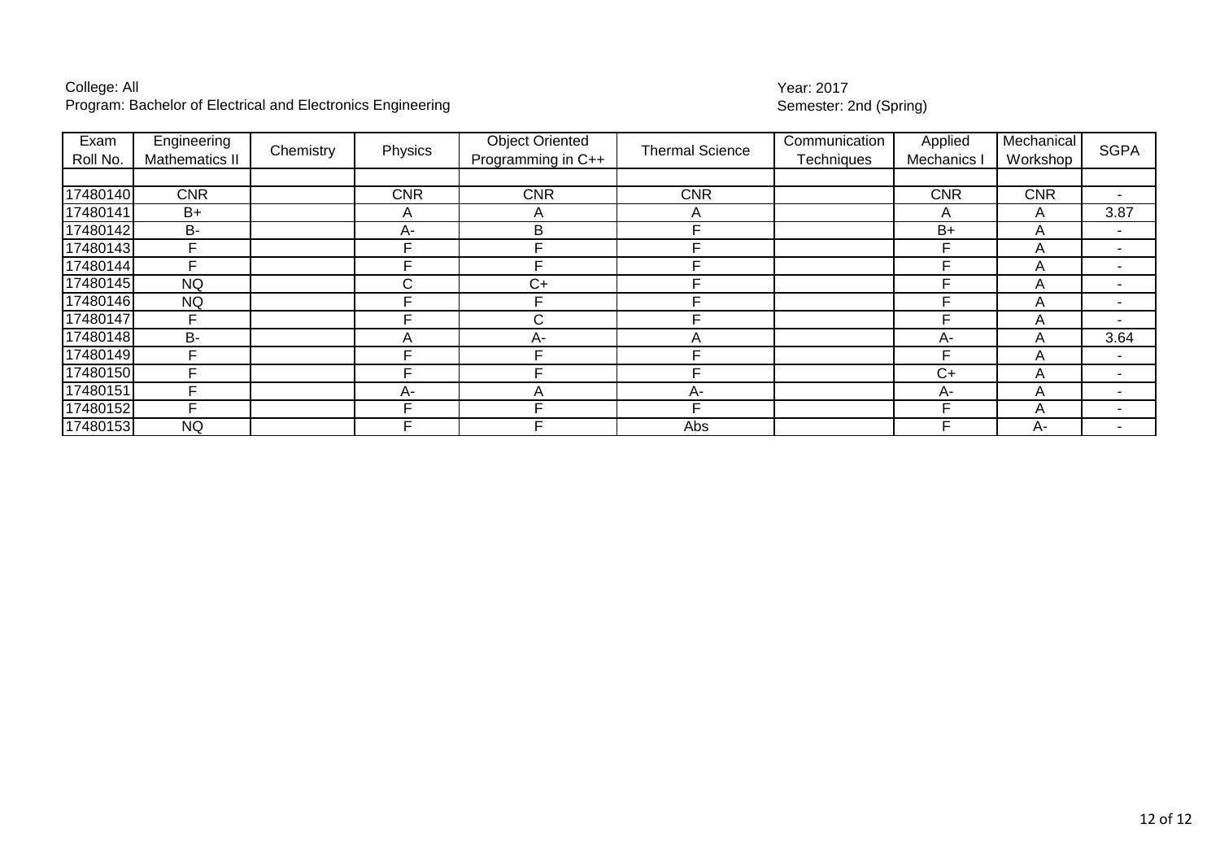College: All
Program: Bachelor of Electrical and Electronics Engineering

Year: 2017
Semester: 2nd (Spring)

| Exam Roll No. | Engineering Mathematics II | Chemistry | Physics | Object Oriented Programming in C++ | Thermal Science | Communication Techniques | Applied Mechanics I | Mechanical Workshop | SGPA |
|---|---|---|---|---|---|---|---|---|---|
| | | | | | | | | | |
| 17480140 | CNR | | CNR | CNR | CNR | | CNR | CNR | - |
| 17480141 | B+ | | A | A | A | | A | A | 3.87 |
| 17480142 | B- | | A- | B | F | | B+ | A | - |
| 17480143 | F | | F | F | F | | F | A | - |
| 17480144 | F | | F | F | F | | F | A | - |
| 17480145 | NQ | | C | C+ | F | | F | A | - |
| 17480146 | NQ | | F | F | F | | F | A | - |
| 17480147 | F | | F | C | F | | F | A | - |
| 17480148 | B- | | A | A- | A | | A- | A | 3.64 |
| 17480149 | F | | F | F | F | | F | A | - |
| 17480150 | F | | F | F | F | | C+ | A | - |
| 17480151 | F | | A- | A | A- | | A- | A | - |
| 17480152 | F | | F | F | F | | F | A | - |
| 17480153 | NQ | | F | F | Abs | | F | A- | - |